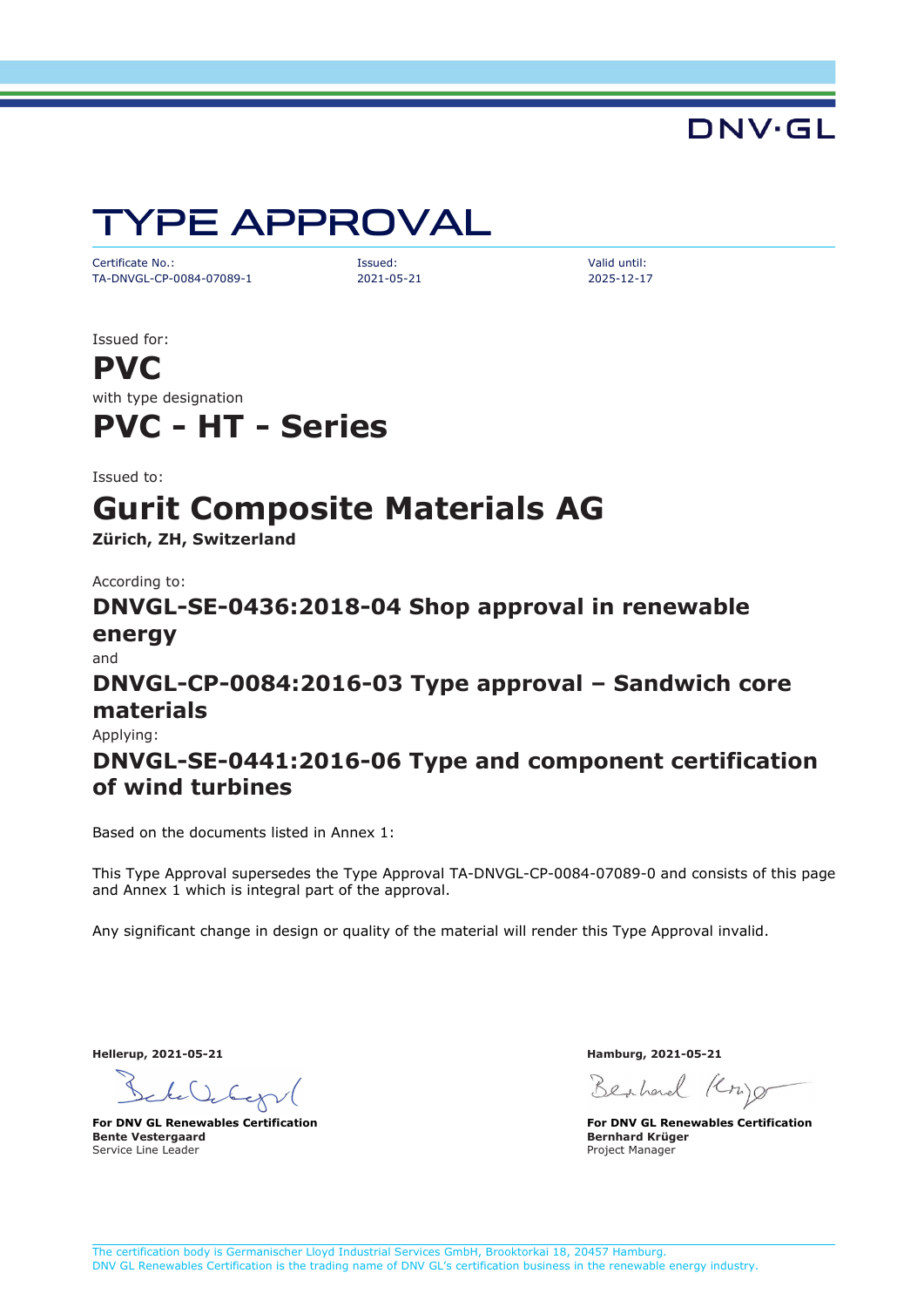DNV·GL

# TYPE APPROVAL

| Certificate No.: | Issued: | Valid until: |
| --- | --- | --- |
| TA-DNVGL-CP-0084-07089-1 | 2021-05-21 | 2025-12-17 |

Issued for:

## PVC

with type designation

## PVC - HT - Series

Issued to:

## Gurit Composite Materials AG

**Zürich, ZH, Switzerland**

According to:

### DNVGL-SE-0436:2018-04 Shop approval in renewable energy

and

### DNVGL-CP-0084:2016-03 Type approval – Sandwich core materials

Applying:

### DNVGL-SE-0441:2016-06 Type and component certification of wind turbines

Based on the documents listed in Annex 1:

This Type Approval supersedes the Type Approval TA-DNVGL-CP-0084-07089-0 and consists of this page and Annex 1 which is integral part of the approval.

Any significant change in design or quality of the material will render this Type Approval invalid.

**Hellerup, 2021-05-21**

**For DNV GL Renewables Certification**
**Bente Vestergaard**
Service Line Leader

**Hamburg, 2021-05-21**

**For DNV GL Renewables Certification**
**Bernhard Krüger**
Project Manager

The certification body is Germanischer Lloyd Industrial Services GmbH, Brooktorkai 18, 20457 Hamburg.
DNV GL Renewables Certification is the trading name of DNV GL's certification business in the renewable energy industry.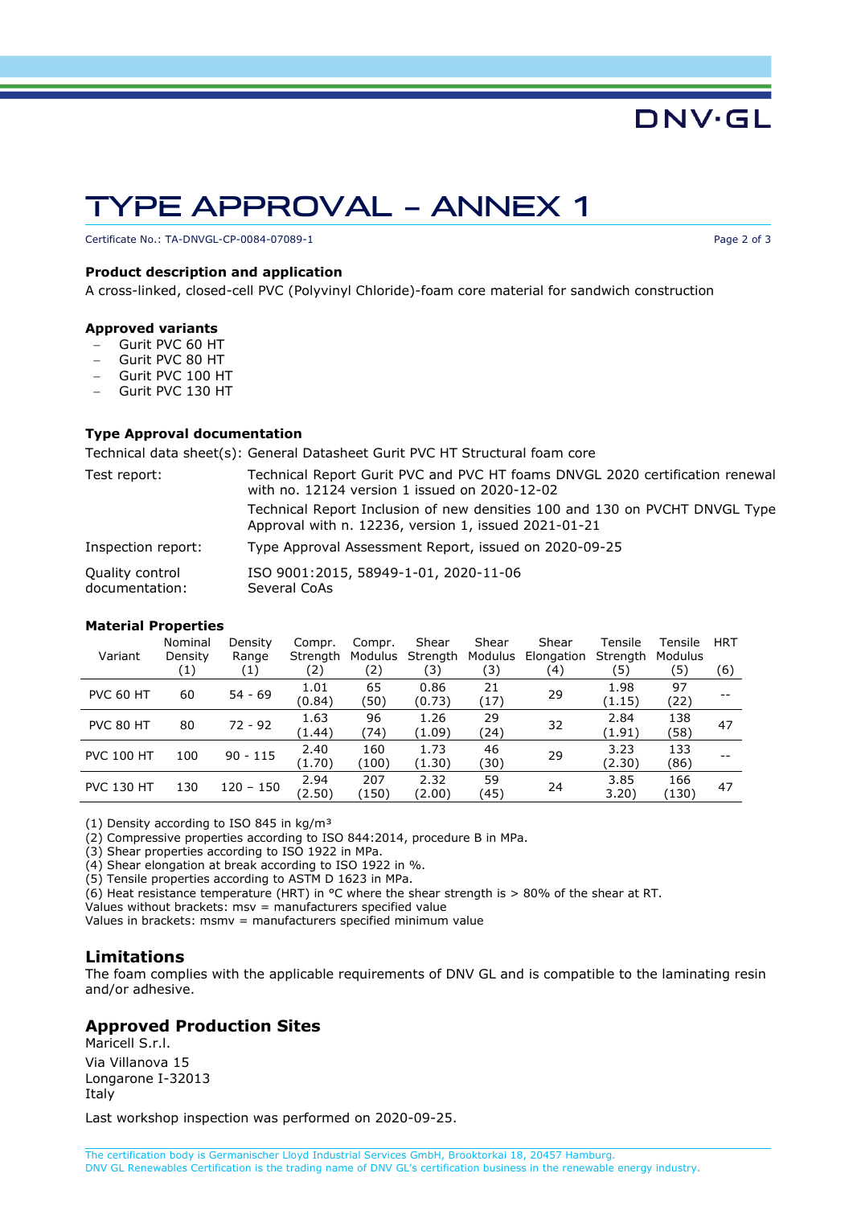DNV·GL

# TYPE APPROVAL – ANNEX 1

Certificate No.: TA-DNVGL-CP-0084-07089-1

**Product description and application**

A cross-linked, closed-cell PVC (Polyvinyl Chloride)-foam core material for sandwich construction

**Approved variants**

- Gurit PVC 60 HT
- Gurit PVC 80 HT
- Gurit PVC 100 HT
- Gurit PVC 130 HT

**Type Approval documentation**

| | |
|---|---|
| Technical data sheet(s): | General Datasheet Gurit PVC HT Structural foam core |
| Test report: | Technical Report Gurit PVC and PVC HT foams DNVGL 2020 certification renewal with no. 12124 version 1 issued on 2020-12-02 |
| | Technical Report Inclusion of new densities 100 and 130 on PVCHT DNVGL Type Approval with n. 12236, version 1, issued 2021-01-21 |
| Inspection report: | Type Approval Assessment Report, issued on 2020-09-25 |
| Quality control documentation: | ISO 9001:2015, 58949-1-01, 2020-11-06<br>Several CoAs |

**Material Properties**

| Variant | Nominal Density (1) | Density Range (1) | Compr. Strength (2) | Compr. Modulus (2) | Shear Strength (3) | Shear Modulus (3) | Shear Elongation (4) | Tensile Strength (5) | Tensile Modulus (5) | HRT (6) |
|---|---|---|---|---|---|---|---|---|---|---|
| PVC 60 HT | 60 | 54 - 69 | 1.01 (0.84) | 65 (50) | 0.86 (0.73) | 21 (17) | 29 | 1.98 (1.15) | 97 (22) | -- |
| PVC 80 HT | 80 | 72 - 92 | 1.63 (1.44) | 96 (74) | 1.26 (1.09) | 29 (24) | 32 | 2.84 (1.91) | 138 (58) | 47 |
| PVC 100 HT | 100 | 90 - 115 | 2.40 (1.70) | 160 (100) | 1.73 (1.30) | 46 (30) | 29 | 3.23 (2.30) | 133 (86) | -- |
| PVC 130 HT | 130 | 120 – 150 | 2.94 (2.50) | 207 (150) | 2.32 (2.00) | 59 (45) | 24 | 3.85 3.20) | 166 (130) | 47 |

(1) Density according to ISO 845 in kg/m³
(2) Compressive properties according to ISO 844:2014, procedure B in MPa.
(3) Shear properties according to ISO 1922 in MPa.
(4) Shear elongation at break according to ISO 1922 in %.
(5) Tensile properties according to ASTM D 1623 in MPa.
(6) Heat resistance temperature (HRT) in °C where the shear strength is > 80% of the shear at RT.
Values without brackets: msv = manufacturers specified value
Values in brackets: msmv = manufacturers specified minimum value

## Limitations

The foam complies with the applicable requirements of DNV GL and is compatible to the laminating resin and/or adhesive.

## Approved Production Sites

Maricell S.r.l.
Via Villanova 15
Longarone I-32013
Italy

Last workshop inspection was performed on 2020-09-25.

The certification body is Germanischer Lloyd Industrial Services GmbH, Brooktorkai 18, 20457 Hamburg.
DNV GL Renewables Certification is the trading name of DNV GL's certification business in the renewable energy industry.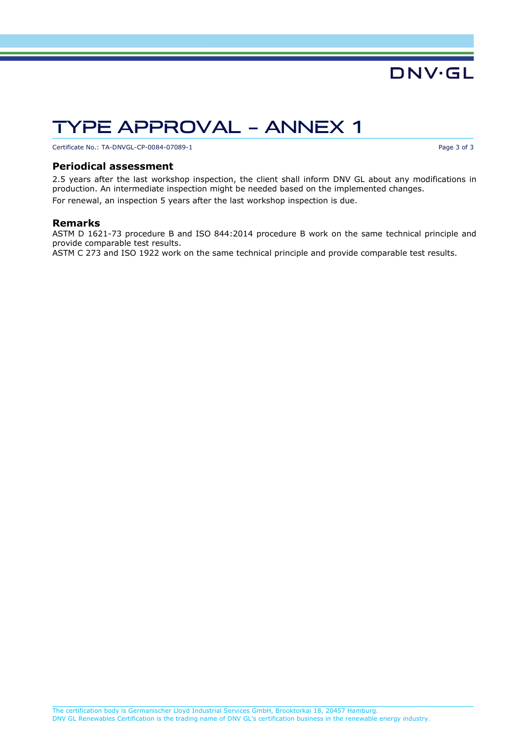# TYPE APPROVAL – ANNEX 1

Certificate No.: TA-DNVGL-CP-0084-07089-1

## Periodical assessment

2.5 years after the last workshop inspection, the client shall inform DNV GL about any modifications in production. An intermediate inspection might be needed based on the implemented changes.

For renewal, an inspection 5 years after the last workshop inspection is due.

## Remarks

ASTM D 1621-73 procedure B and ISO 844:2014 procedure B work on the same technical principle and provide comparable test results.

ASTM C 273 and ISO 1922 work on the same technical principle and provide comparable test results.

The certification body is Germanischer Lloyd Industrial Services GmbH, Brooktorkai 18, 20457 Hamburg.
DNV GL Renewables Certification is the trading name of DNV GL's certification business in the renewable energy industry.